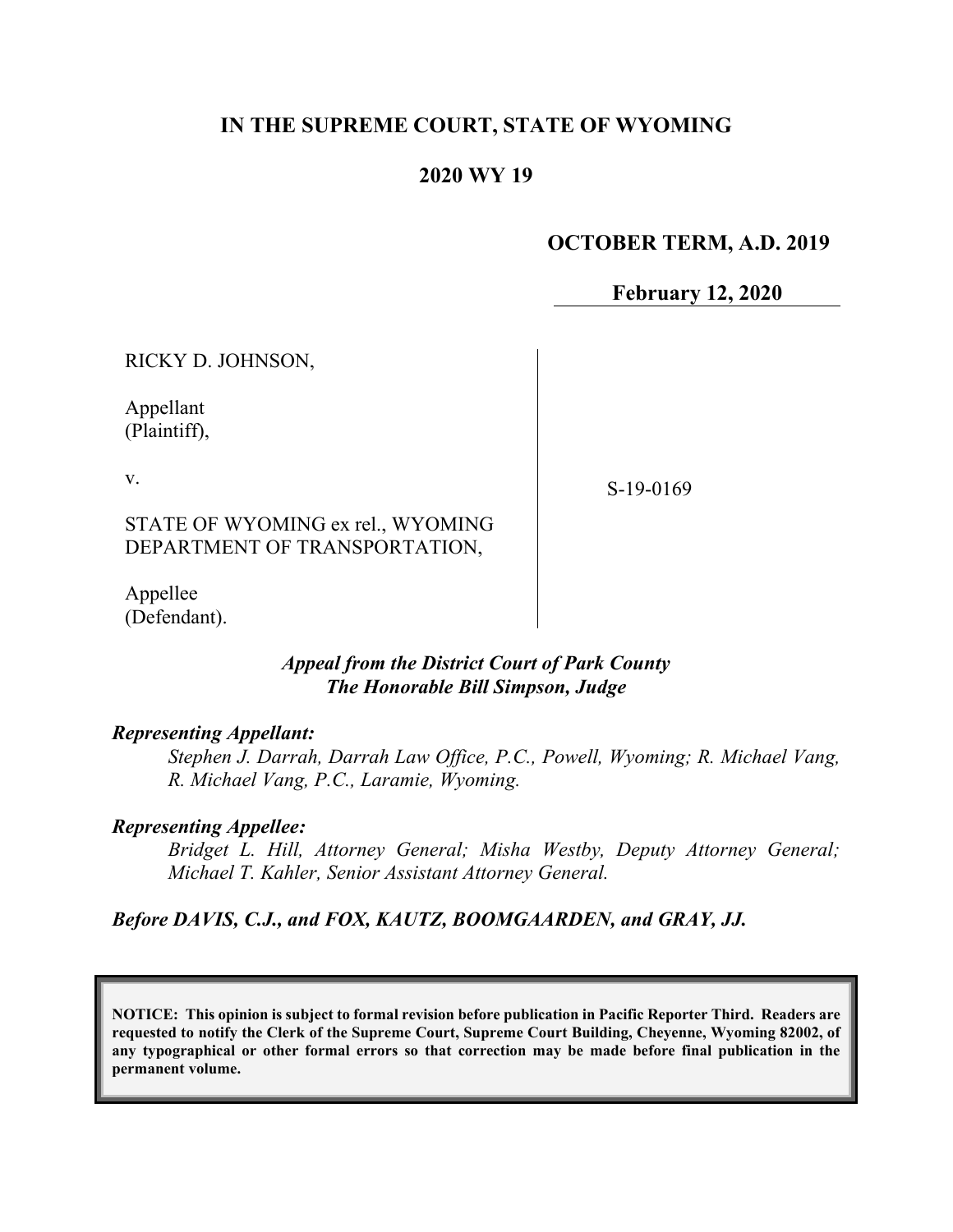**IN THE SUPREME COURT, STATE OF WYOMING**

**2020 WY 19**

**OCTOBER TERM, A.D. 2019**

**February 12, 2020**

| | |
|---|---|
| RICKY D. JOHNSON,<br><br>Appellant<br>(Plaintiff),<br><br>v.<br><br>STATE OF WYOMING ex rel., WYOMING DEPARTMENT OF TRANSPORTATION,<br><br>Appellee<br>(Defendant). | S-19-0169 |

***Appeal from the District Court of Park County***
***The Honorable Bill Simpson, Judge***

***Representing Appellant:***

*Stephen J. Darrah, Darrah Law Office, P.C., Powell, Wyoming; R. Michael Vang, R. Michael Vang, P.C., Laramie, Wyoming.*

***Representing Appellee:***

*Bridget L. Hill, Attorney General; Misha Westby, Deputy Attorney General; Michael T. Kahler, Senior Assistant Attorney General.*

***Before DAVIS, C.J., and FOX, KAUTZ, BOOMGAARDEN, and GRAY, JJ.***

**NOTICE: This opinion is subject to formal revision before publication in Pacific Reporter Third. Readers are requested to notify the Clerk of the Supreme Court, Supreme Court Building, Cheyenne, Wyoming 82002, of any typographical or other formal errors so that correction may be made before final publication in the permanent volume.**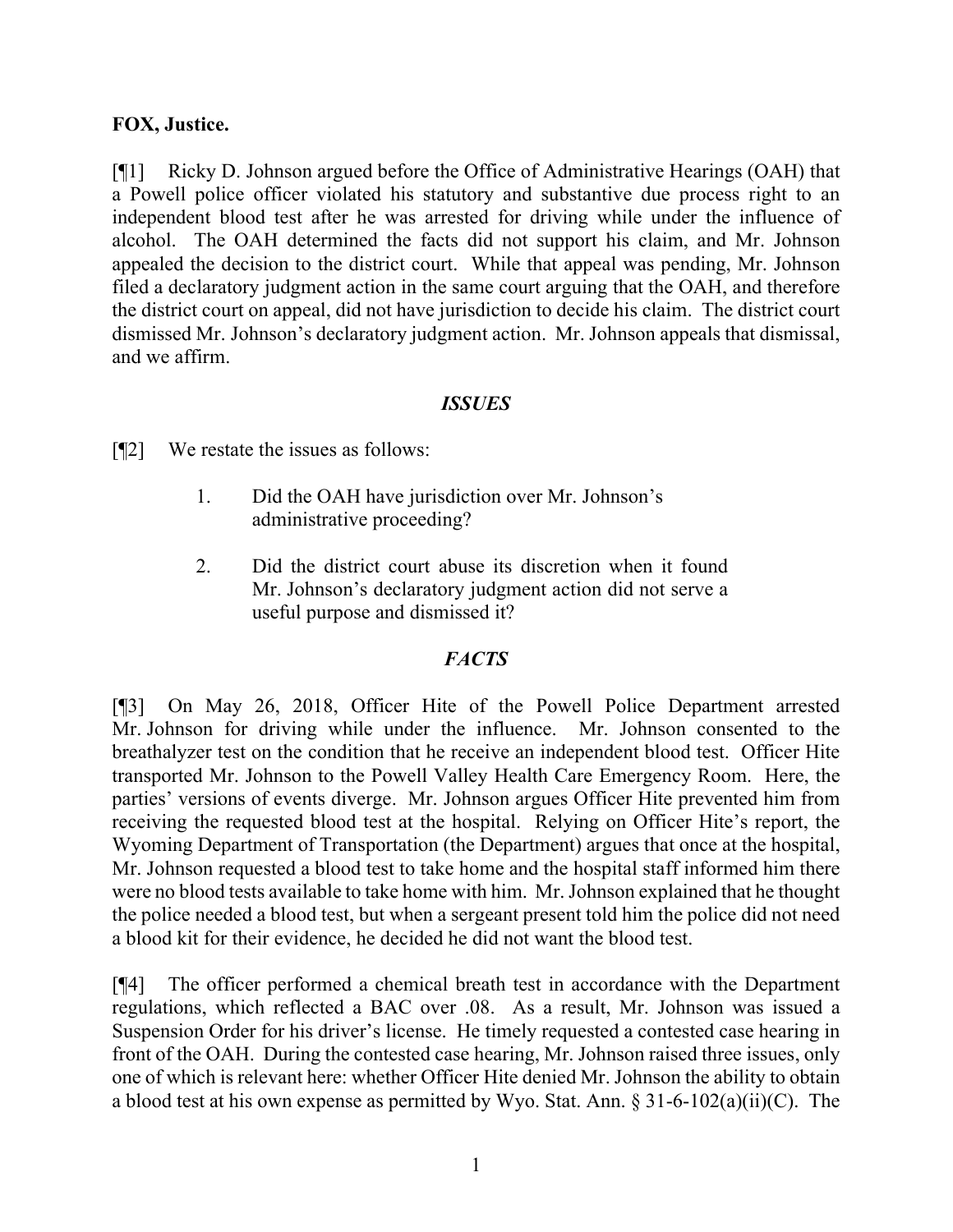**FOX, Justice.**

[¶1] Ricky D. Johnson argued before the Office of Administrative Hearings (OAH) that a Powell police officer violated his statutory and substantive due process right to an independent blood test after he was arrested for driving while under the influence of alcohol. The OAH determined the facts did not support his claim, and Mr. Johnson appealed the decision to the district court. While that appeal was pending, Mr. Johnson filed a declaratory judgment action in the same court arguing that the OAH, and therefore the district court on appeal, did not have jurisdiction to decide his claim. The district court dismissed Mr. Johnson's declaratory judgment action. Mr. Johnson appeals that dismissal, and we affirm.

## *ISSUES*

[¶2] We restate the issues as follows:

1. Did the OAH have jurisdiction over Mr. Johnson's administrative proceeding?

2. Did the district court abuse its discretion when it found Mr. Johnson's declaratory judgment action did not serve a useful purpose and dismissed it?

## *FACTS*

[¶3] On May 26, 2018, Officer Hite of the Powell Police Department arrested Mr. Johnson for driving while under the influence. Mr. Johnson consented to the breathalyzer test on the condition that he receive an independent blood test. Officer Hite transported Mr. Johnson to the Powell Valley Health Care Emergency Room. Here, the parties' versions of events diverge. Mr. Johnson argues Officer Hite prevented him from receiving the requested blood test at the hospital. Relying on Officer Hite's report, the Wyoming Department of Transportation (the Department) argues that once at the hospital, Mr. Johnson requested a blood test to take home and the hospital staff informed him there were no blood tests available to take home with him. Mr. Johnson explained that he thought the police needed a blood test, but when a sergeant present told him the police did not need a blood kit for their evidence, he decided he did not want the blood test.

[¶4] The officer performed a chemical breath test in accordance with the Department regulations, which reflected a BAC over .08. As a result, Mr. Johnson was issued a Suspension Order for his driver's license. He timely requested a contested case hearing in front of the OAH. During the contested case hearing, Mr. Johnson raised three issues, only one of which is relevant here: whether Officer Hite denied Mr. Johnson the ability to obtain a blood test at his own expense as permitted by Wyo. Stat. Ann. § 31-6-102(a)(ii)(C). The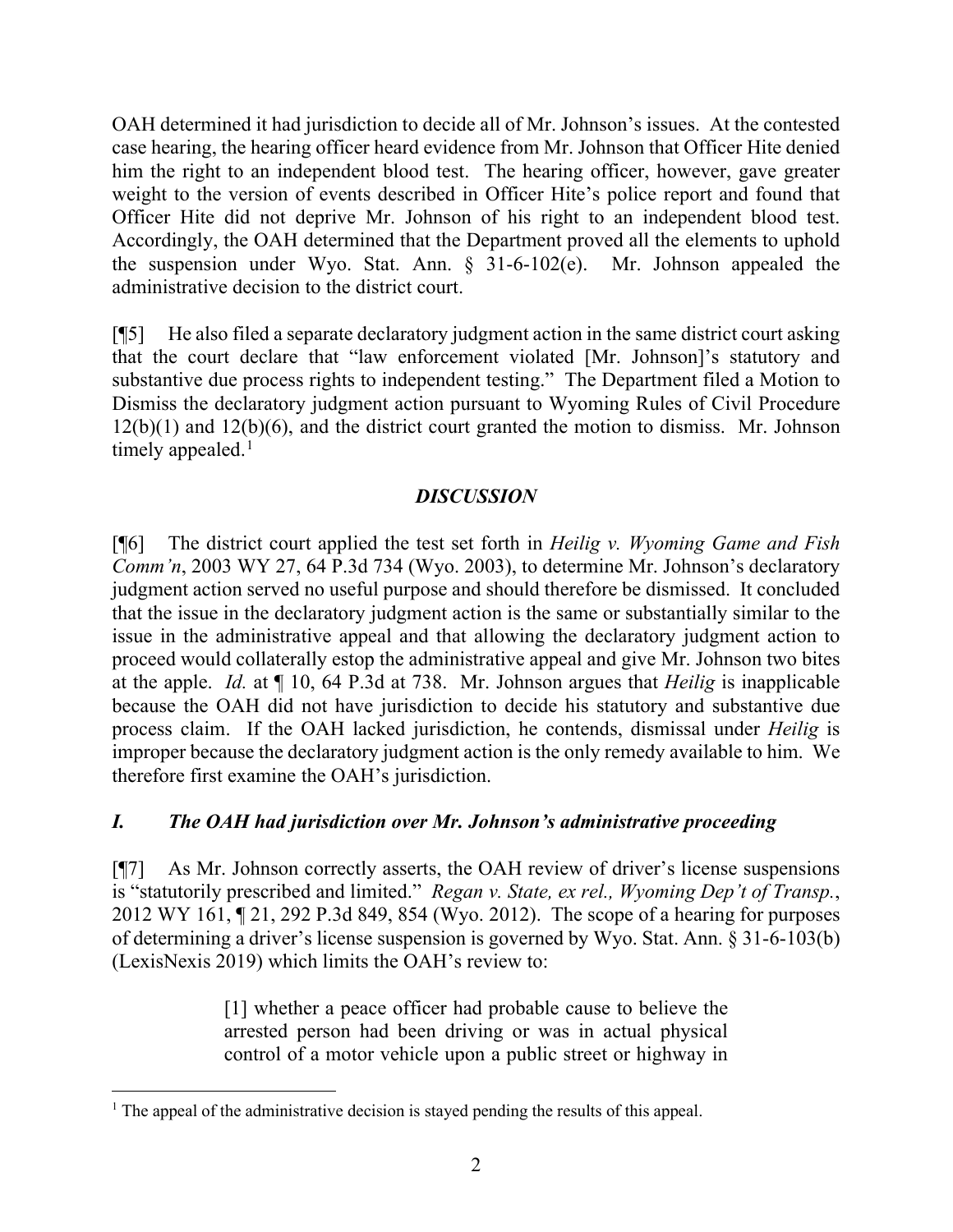OAH determined it had jurisdiction to decide all of Mr. Johnson's issues. At the contested case hearing, the hearing officer heard evidence from Mr. Johnson that Officer Hite denied him the right to an independent blood test. The hearing officer, however, gave greater weight to the version of events described in Officer Hite's police report and found that Officer Hite did not deprive Mr. Johnson of his right to an independent blood test. Accordingly, the OAH determined that the Department proved all the elements to uphold the suspension under Wyo. Stat. Ann. § 31-6-102(e). Mr. Johnson appealed the administrative decision to the district court.

[¶5] He also filed a separate declaratory judgment action in the same district court asking that the court declare that "law enforcement violated [Mr. Johnson]'s statutory and substantive due process rights to independent testing." The Department filed a Motion to Dismiss the declaratory judgment action pursuant to Wyoming Rules of Civil Procedure 12(b)(1) and 12(b)(6), and the district court granted the motion to dismiss. Mr. Johnson timely appealed.[1]

## *DISCUSSION*

[¶6] The district court applied the test set forth in *Heilig v. Wyoming Game and Fish Comm'n*, 2003 WY 27, 64 P.3d 734 (Wyo. 2003), to determine Mr. Johnson's declaratory judgment action served no useful purpose and should therefore be dismissed. It concluded that the issue in the declaratory judgment action is the same or substantially similar to the issue in the administrative appeal and that allowing the declaratory judgment action to proceed would collaterally estop the administrative appeal and give Mr. Johnson two bites at the apple. *Id.* at ¶ 10, 64 P.3d at 738. Mr. Johnson argues that *Heilig* is inapplicable because the OAH did not have jurisdiction to decide his statutory and substantive due process claim. If the OAH lacked jurisdiction, he contends, dismissal under *Heilig* is improper because the declaratory judgment action is the only remedy available to him. We therefore first examine the OAH's jurisdiction.

### *I. The OAH had jurisdiction over Mr. Johnson's administrative proceeding*

[¶7] As Mr. Johnson correctly asserts, the OAH review of driver's license suspensions is "statutorily prescribed and limited." *Regan v. State, ex rel., Wyoming Dep't of Transp.*, 2012 WY 161, ¶ 21, 292 P.3d 849, 854 (Wyo. 2012). The scope of a hearing for purposes of determining a driver's license suspension is governed by Wyo. Stat. Ann. § 31-6-103(b) (LexisNexis 2019) which limits the OAH's review to:

> [1] whether a peace officer had probable cause to believe the arrested person had been driving or was in actual physical control of a motor vehicle upon a public results or highway in

[1] The appeal of the administrative decision is stayed pending the results of this appeal.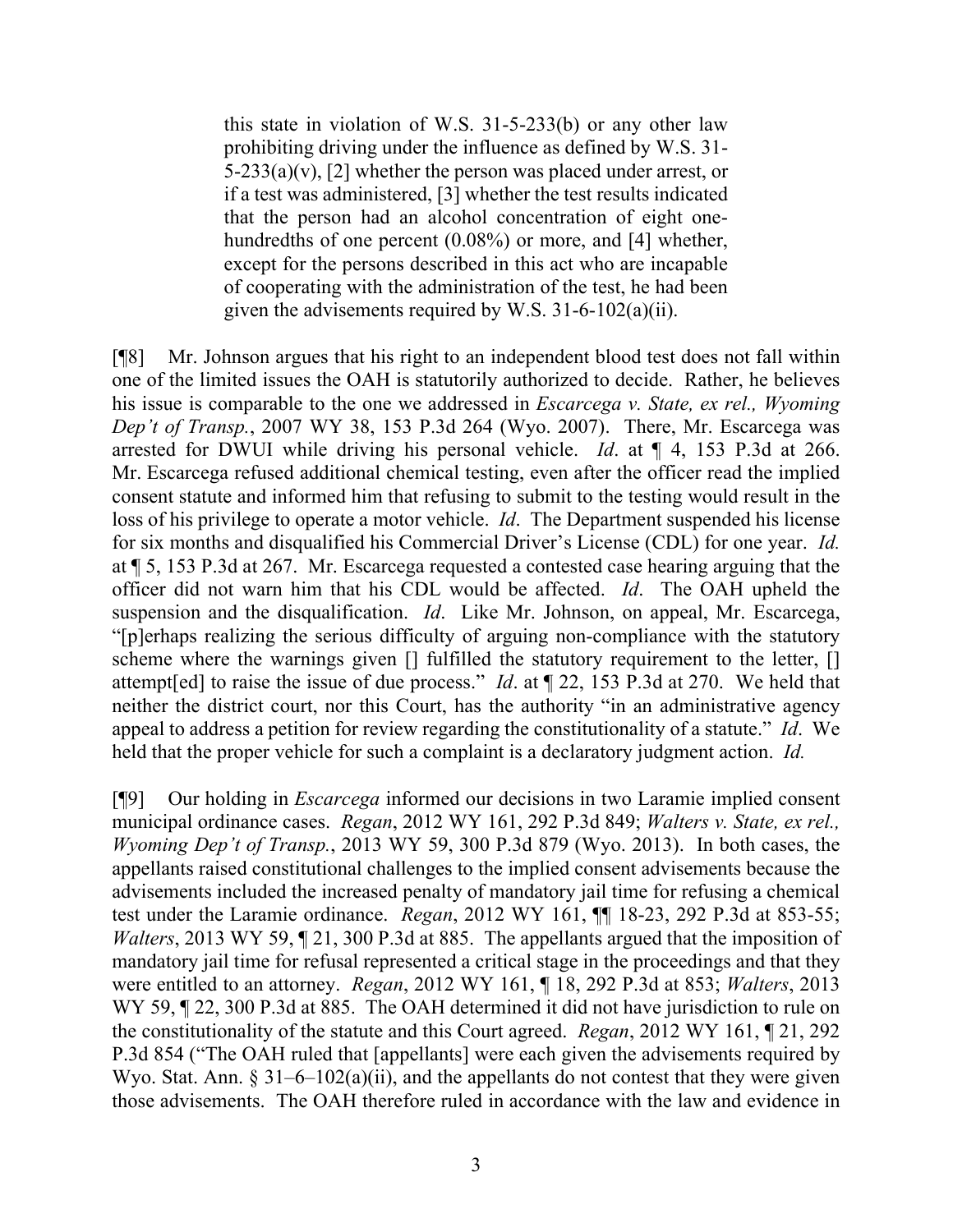> this state in violation of W.S. 31-5-233(b) or any other law prohibiting driving under the influence as defined by W.S. 31-5-233(a)(v), [2] whether the person was placed under arrest, or if a test was administered, [3] whether the test results indicated that the person had an alcohol concentration of eight one-hundredths of one percent (0.08%) or more, and [4] whether, except for the persons described in this act who are incapable of cooperating with the administration of the test, he had been given the advisements required by W.S. 31-6-102(a)(ii).

[¶8] Mr. Johnson argues that his right to an independent blood test does not fall within one of the limited issues the OAH is statutorily authorized to decide. Rather, he believes his issue is comparable to the one we addressed in *Escarcega v. State, ex rel., Wyoming Dep't of Transp.*, 2007 WY 38, 153 P.3d 264 (Wyo. 2007). There, Mr. Escarcega was arrested for DWUI while driving his personal vehicle. *Id*. at ¶ 4, 153 P.3d at 266. Mr. Escarcega refused additional chemical testing, even after the officer read the implied consent statute and informed him that refusing to submit to the testing would result in the loss of his privilege to operate a motor vehicle. *Id*. The Department suspended his license for six months and disqualified his Commercial Driver's License (CDL) for one year. *Id.* at ¶ 5, 153 P.3d at 267. Mr. Escarcega requested a contested case hearing arguing that the officer did not warn him that his CDL would be affected. *Id*. The OAH upheld the suspension and the disqualification. *Id*. Like Mr. Johnson, on appeal, Mr. Escarcega, "[p]erhaps realizing the serious difficulty of arguing non-compliance with the statutory scheme where the warnings given [] fulfilled the statutory requirement to the letter, [] attempt[ed] to raise the issue of due process." *Id*. at ¶ 22, 153 P.3d at 270. We held that neither the district court, nor this Court, has the authority "in an administrative agency appeal to address a petition for review regarding the constitutionality of a statute." *Id*. We held that the proper vehicle for such a complaint is a declaratory judgment action. *Id.*

[¶9] Our holding in *Escarcega* informed our decisions in two Laramie implied consent municipal ordinance cases. *Regan*, 2012 WY 161, 292 P.3d 849; *Walters v. State, ex rel., Wyoming Dep't of Transp.*, 2013 WY 59, 300 P.3d 879 (Wyo. 2013). In both cases, the appellants raised constitutional challenges to the implied consent advisements because the advisements included the increased penalty of mandatory jail time for refusing a chemical test under the Laramie ordinance. *Regan*, 2012 WY 161, ¶¶ 18-23, 292 P.3d at 853-55; *Walters*, 2013 WY 59, ¶ 21, 300 P.3d at 885. The appellants argued that the imposition of mandatory jail time for refusal represented a critical stage in the proceedings and that they were entitled to an attorney. *Regan*, 2012 WY 161, ¶ 18, 292 P.3d at 853; *Walters*, 2013 WY 59, ¶ 22, 300 P.3d at 885. The OAH determined it did not have jurisdiction to rule on the constitutionality of the statute and this Court agreed. *Regan*, 2012 WY 161, ¶ 21, 292 P.3d 854 ("The OAH ruled that [appellants] were each given the advisements required by Wyo. Stat. Ann. § 31–6–102(a)(ii), and the appellants do not contest that they were given those advisements. The OAH therefore ruled in accordance with the law and evidence in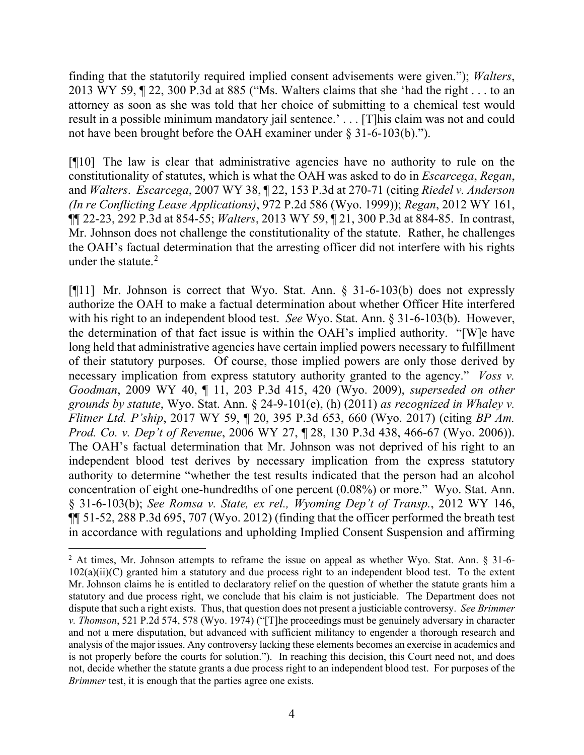finding that the statutorily required implied consent advisements were given."); *Walters*, 2013 WY 59, ¶ 22, 300 P.3d at 885 ("Ms. Walters claims that she 'had the right . . . to an attorney as soon as she was told that her choice of submitting to a chemical test would result in a possible minimum mandatory jail sentence.' . . . [T]his claim was not and could not have been brought before the OAH examiner under § 31-6-103(b).").

[¶10] The law is clear that administrative agencies have no authority to rule on the constitutionality of statutes, which is what the OAH was asked to do in *Escarcega*, *Regan*, and *Walters*. *Escarcega*, 2007 WY 38, ¶ 22, 153 P.3d at 270-71 (citing *Riedel v. Anderson (In re Conflicting Lease Applications)*, 972 P.2d 586 (Wyo. 1999)); *Regan*, 2012 WY 161, ¶¶ 22-23, 292 P.3d at 854-55; *Walters*, 2013 WY 59, ¶ 21, 300 P.3d at 884-85. In contrast, Mr. Johnson does not challenge the constitutionality of the statute. Rather, he challenges the OAH's factual determination that the arresting officer did not interfere with his rights under the statute.[2]

[¶11] Mr. Johnson is correct that Wyo. Stat. Ann. § 31-6-103(b) does not expressly authorize the OAH to make a factual determination about whether Officer Hite interfered with his right to an independent blood test. *See* Wyo. Stat. Ann. § 31-6-103(b). However, the determination of that fact issue is within the OAH's implied authority. "[W]e have long held that administrative agencies have certain implied powers necessary to fulfillment of their statutory purposes. Of course, those implied powers are only those derived by necessary implication from express statutory authority granted to the agency." *Voss v. Goodman*, 2009 WY 40, ¶ 11, 203 P.3d 415, 420 (Wyo. 2009), *superseded on other grounds by statute*, Wyo. Stat. Ann. § 24-9-101(e), (h) (2011) *as recognized in Whaley v. Flitner Ltd. P'ship*, 2017 WY 59, ¶ 20, 395 P.3d 653, 660 (Wyo. 2017) (citing *BP Am. Prod. Co. v. Dep't of Revenue*, 2006 WY 27, ¶ 28, 130 P.3d 438, 466-67 (Wyo. 2006)). The OAH's factual determination that Mr. Johnson was not deprived of his right to an independent blood test derives by necessary implication from the express statutory authority to determine "whether the test results indicated that the person had an alcohol concentration of eight one-hundredths of one percent (0.08%) or more." Wyo. Stat. Ann. § 31-6-103(b); *See Romsa v. State, ex rel., Wyoming Dep't of Transp.*, 2012 WY 146, ¶¶ 51-52, 288 P.3d 695, 707 (Wyo. 2012) (finding that the officer performed the breath test in accordance with regulations and upholding Implied Consent Suspension and affirming

---

[2] At times, Mr. Johnson attempts to reframe the issue on appeal as whether Wyo. Stat. Ann. § 31-6-102(a)(ii)(C) granted him a statutory and due process right to an independent blood test. To the extent Mr. Johnson claims he is entitled to declaratory relief on the question of whether the statute grants him a statutory and due process right, we conclude that his claim is not justiciable. The Department does not dispute that such a right exists. Thus, that question does not present a justiciable controversy. *See Brimmer v. Thomson*, 521 P.2d 574, 578 (Wyo. 1974) ("[T]he proceedings must be genuinely adversary in character and not a mere disputation, but advanced with sufficient militancy to engender a thorough research and analysis of the major issues. Any controversy lacking these elements becomes an exercise in academics and is not properly before the courts for solution."). In reaching this decision, this Court need not, and does not, decide whether the statute grants a due process right to an independent blood test. For purposes of the *Brimmer* test, it is enough that the parties agree one exists.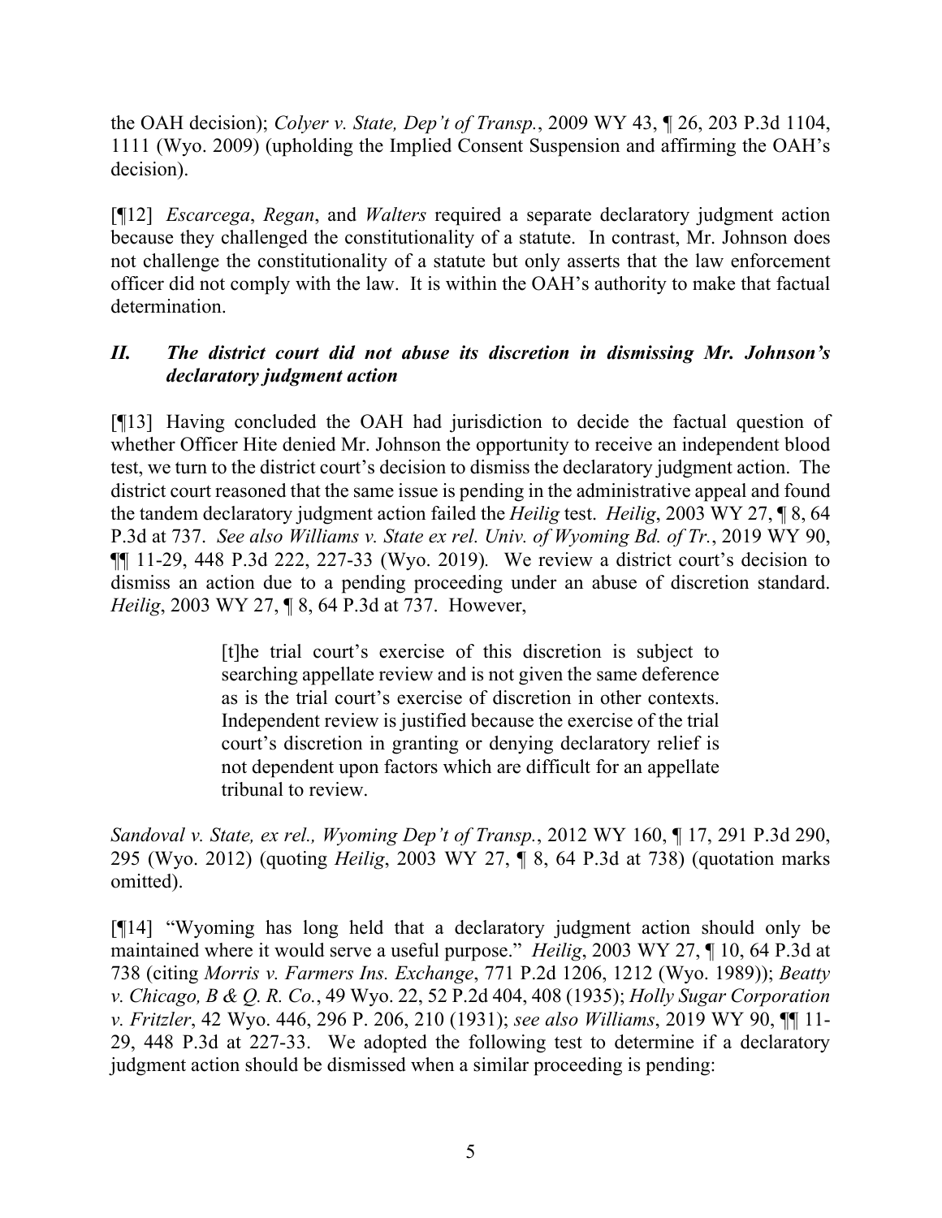the OAH decision); *Colyer v. State, Dep't of Transp.*, 2009 WY 43, ¶ 26, 203 P.3d 1104, 1111 (Wyo. 2009) (upholding the Implied Consent Suspension and affirming the OAH's decision).

[¶12] *Escarcega*, *Regan*, and *Walters* required a separate declaratory judgment action because they challenged the constitutionality of a statute. In contrast, Mr. Johnson does not challenge the constitutionality of a statute but only asserts that the law enforcement officer did not comply with the law. It is within the OAH's authority to make that factual determination.

## *II. The district court did not abuse its discretion in dismissing Mr. Johnson's declaratory judgment action*

[¶13] Having concluded the OAH had jurisdiction to decide the factual question of whether Officer Hite denied Mr. Johnson the opportunity to receive an independent blood test, we turn to the district court's decision to dismiss the declaratory judgment action. The district court reasoned that the same issue is pending in the administrative appeal and found the tandem declaratory judgment action failed the *Heilig* test. *Heilig*, 2003 WY 27, ¶ 8, 64 P.3d at 737. *See also Williams v. State ex rel. Univ. of Wyoming Bd. of Tr.*, 2019 WY 90, ¶¶ 11-29, 448 P.3d 222, 227-33 (Wyo. 2019). We review a district court's decision to dismiss an action due to a pending proceeding under an abuse of discretion standard. *Heilig*, 2003 WY 27, ¶ 8, 64 P.3d at 737. However,

> [t]he trial court's exercise of this discretion is subject to searching appellate review and is not given the same deference as is the trial court's exercise of discretion in other contexts. Independent review is justified because the exercise of the trial court's discretion in granting or denying declaratory relief is not dependent upon factors which are difficult for an appellate tribunal to review.

*Sandoval v. State, ex rel., Wyoming Dep't of Transp.*, 2012 WY 160, ¶ 17, 291 P.3d 290, 295 (Wyo. 2012) (quoting *Heilig*, 2003 WY 27, ¶ 8, 64 P.3d at 738) (quotation marks omitted).

[¶14] "Wyoming has long held that a declaratory judgment action should only be maintained where it would serve a useful purpose." *Heilig*, 2003 WY 27, ¶ 10, 64 P.3d at 738 (citing *Morris v. Farmers Ins. Exchange*, 771 P.2d 1206, 1212 (Wyo. 1989)); *Beatty v. Chicago, B & Q. R. Co.*, 49 Wyo. 22, 52 P.2d 404, 408 (1935); *Holly Sugar Corporation v. Fritzler*, 42 Wyo. 446, 296 P. 206, 210 (1931); *see also Williams*, 2019 WY 90, ¶¶ 11-29, 448 P.3d at 227-33. We adopted the following test to determine if a declaratory judgment action should be dismissed when a similar proceeding is pending: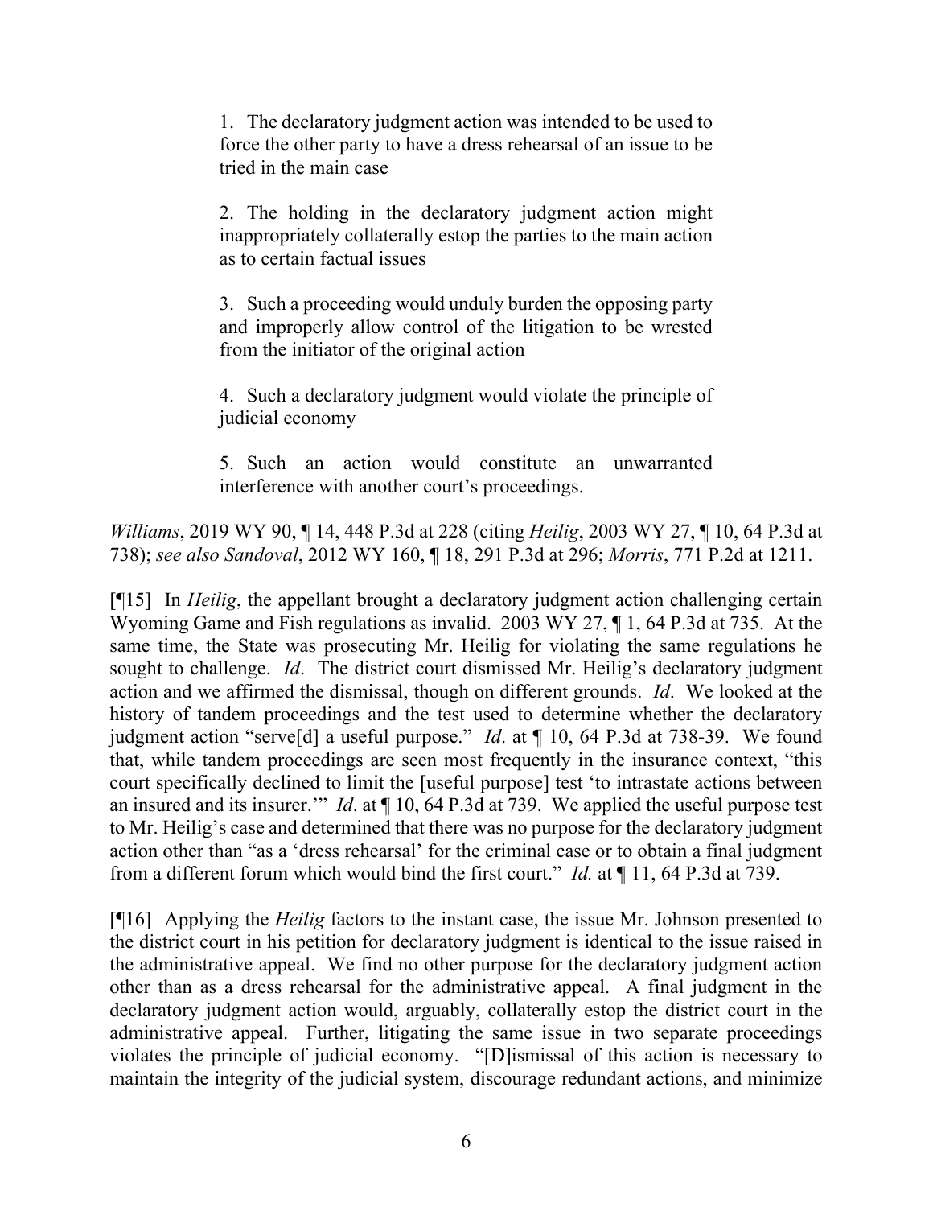> 1. The declaratory judgment action was intended to be used to force the other party to have a dress rehearsal of an issue to be tried in the main case
>
> 2. The holding in the declaratory judgment action might inappropriately collaterally estop the parties to the main action as to certain factual issues
>
> 3. Such a proceeding would unduly burden the opposing party and improperly allow control of the litigation to be wrested from the initiator of the original action
>
> 4. Such a declaratory judgment would violate the principle of judicial economy
>
> 5. Such an action would constitute an unwarranted interference with another court's proceedings.

*Williams*, 2019 WY 90, ¶ 14, 448 P.3d at 228 (citing *Heilig*, 2003 WY 27, ¶ 10, 64 P.3d at 738); *see also Sandoval*, 2012 WY 160, ¶ 18, 291 P.3d at 296; *Morris*, 771 P.2d at 1211.

[¶15] In *Heilig*, the appellant brought a declaratory judgment action challenging certain Wyoming Game and Fish regulations as invalid. 2003 WY 27, ¶ 1, 64 P.3d at 735. At the same time, the State was prosecuting Mr. Heilig for violating the same regulations he sought to challenge. *Id*. The district court dismissed Mr. Heilig's declaratory judgment action and we affirmed the dismissal, though on different grounds. *Id*. We looked at the history of tandem proceedings and the test used to determine whether the declaratory judgment action "serve[d] a useful purpose." *Id*. at ¶ 10, 64 P.3d at 738-39. We found that, while tandem proceedings are seen most frequently in the insurance context, "this court specifically declined to limit the [useful purpose] test 'to intrastate actions between an insured and its insurer.'" *Id*. at ¶ 10, 64 P.3d at 739. We applied the useful purpose test to Mr. Heilig's case and determined that there was no purpose for the declaratory judgment action other than "as a 'dress rehearsal' for the criminal case or to obtain a final judgment from a different forum which would bind the first court." *Id.* at ¶ 11, 64 P.3d at 739.

[¶16] Applying the *Heilig* factors to the instant case, the issue Mr. Johnson presented to the district court in his petition for declaratory judgment is identical to the issue raised in the administrative appeal. We find no other purpose for the declaratory judgment action other than as a dress rehearsal for the administrative appeal. A final judgment in the declaratory judgment action would, arguably, collaterally estop the district court in the administrative appeal. Further, litigating the same issue in two separate proceedings violates the principle of judicial economy. "[D]ismissal of this action is necessary to maintain the integrity of the judicial system, discourage redundant actions, and minimize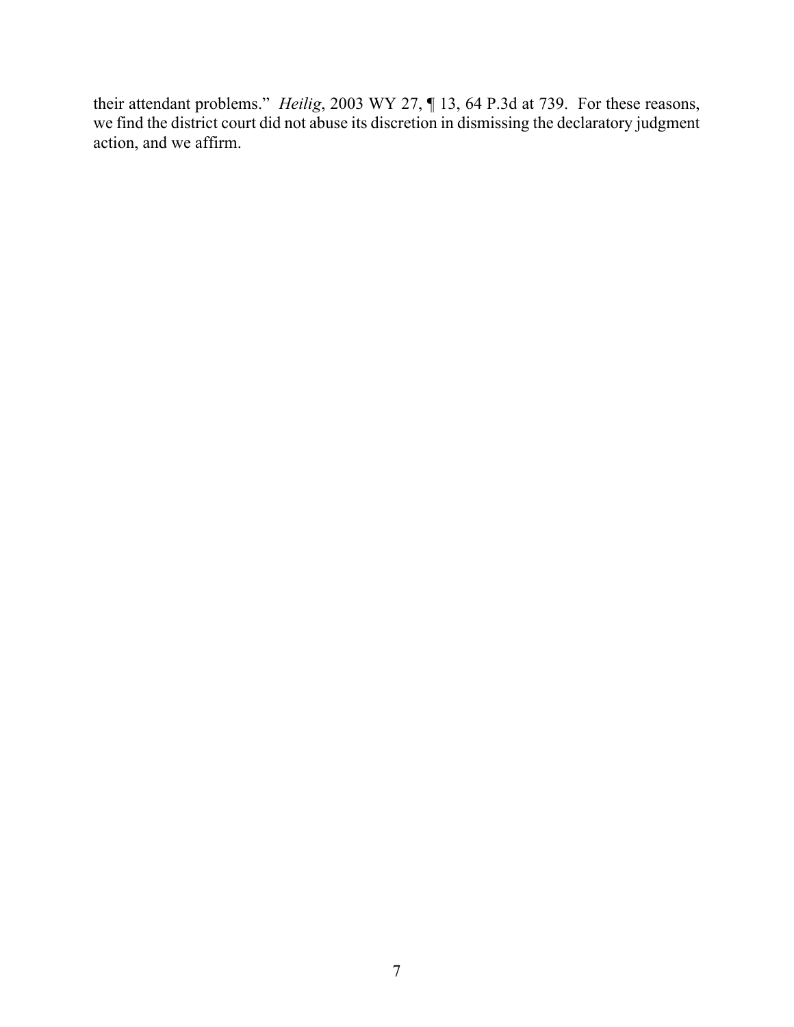their attendant problems." *Heilig*, 2003 WY 27, ¶ 13, 64 P.3d at 739. For these reasons, we find the district court did not abuse its discretion in dismissing the declaratory judgment action, and we affirm.